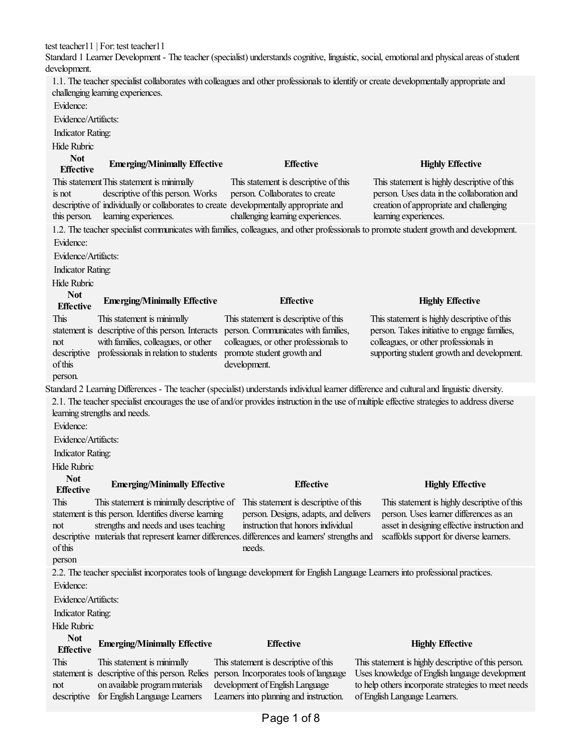test teacher11 | For: test teacher11

Standard 1 Learner Development - The teacher (specialist) understands cognitive, linguistic, social, emotional and physical areas of student development.

1.1. The teacher specialist collaborates with colleagues and other professionals to identify or create developmentally appropriate and challenging learning experiences.

Evidence:

Evidence/Artifacts:

Indicator Rating:

Hide Rubric

| Not Effective | Emerging/Minimally Effective | Effective | Highly Effective |
|---|---|---|---|
| This statement is not descriptive of this person. | This statement is minimally descriptive of this person. Works individually or collaborates to create learning experiences. | This statement is descriptive of this person. Collaborates to create developmentally appropriate and challenging learning experiences. | This statement is highly descriptive of this person. Uses data in the collaboration and creation of appropriate and challenging learning experiences. |

1.2. The teacher specialist communicates with families, colleagues, and other professionals to promote student growth and development.

Evidence:

Evidence/Artifacts:

Indicator Rating:

Hide Rubric

| Not Effective | Emerging/Minimally Effective | Effective | Highly Effective |
|---|---|---|---|
| This statement is not descriptive of this person. | This statement is minimally descriptive of this person. Interacts with families, colleagues, or other professionals in relation to students | This statement is descriptive of this person. Communicates with families, colleagues, or other professionals to promote student growth and development. | This statement is highly descriptive of this person. Takes initiative to engage families, colleagues, or other professionals in supporting student growth and development. |

Standard 2 Learning Differences - The teacher (specialist) understands individual learner difference and cultural and linguistic diversity.

2.1. The teacher specialist encourages the use of and/or provides instruction in the use of multiple effective strategies to address diverse learning strengths and needs.

Evidence:

Evidence/Artifacts:

Indicator Rating:

Hide Rubric

| Not Effective | Emerging/Minimally Effective | Effective | Highly Effective |
|---|---|---|---|
| This statement is not descriptive of this person | This statement is minimally descriptive of this person. Identifies diverse learning strengths and needs and uses teaching materials that represent learner differences. | This statement is descriptive of this person. Designs, adapts, and delivers instruction that honors individual differences and learners' strengths and needs. | This statement is highly descriptive of this person. Uses learner differences as an asset in designing effective instruction and scaffolds support for diverse learners. |

2.2. The teacher specialist incorporates tools of language development for English Language Learners into professional practices.

Evidence:

Evidence/Artifacts:

Indicator Rating:

Hide Rubric

| Not Effective | Emerging/Minimally Effective | Effective | Highly Effective |
|---|---|---|---|
| This statement is not descriptive | This statement is minimally descriptive of this person. Relies on available program materials for English Language Learners | This statement is descriptive of this person. Incorporates tools of language development of English Language Learners into planning and instruction. | This statement is highly descriptive of this person. Uses knowledge of English language development to help others incorporate strategies to meet needs of English Language Learners. |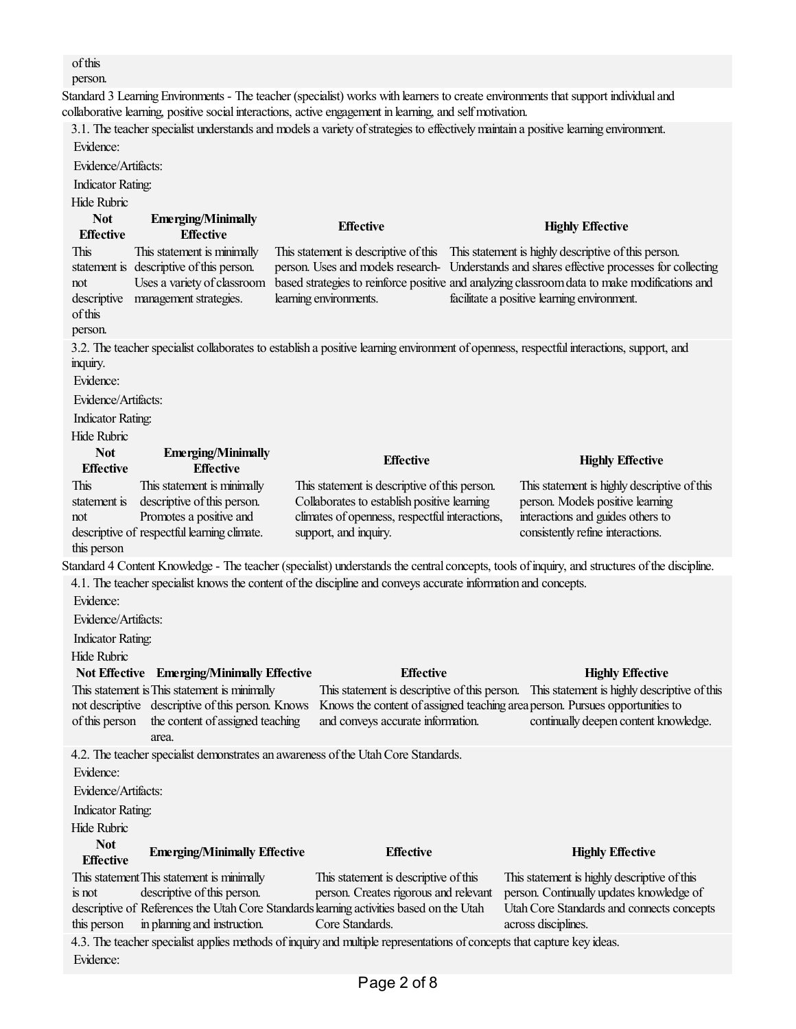of this person.

Standard 3 Learning Environments - The teacher (specialist) works with learners to create environments that support individual and collaborative learning, positive social interactions, active engagement in learning, and self motivation.

3.1. The teacher specialist understands and models a variety of strategies to effectively maintain a positive learning environment.

Evidence:

Evidence/Artifacts:

Indicator Rating:

Hide Rubric

| Not Effective | Emerging/Minimally Effective | Effective | Highly Effective |
|---|---|---|---|
| This statement is not descriptive of this person. | This statement is minimally descriptive of this person. Uses a variety of classroom management strategies. | This statement is descriptive of this person. Uses and models research-based strategies to reinforce positive learning environments. | This statement is highly descriptive of this person. Understands and shares effective processes for collecting and analyzing classroom data to make modifications and facilitate a positive learning environment. |

3.2. The teacher specialist collaborates to establish a positive learning environment of openness, respectful interactions, support, and inquiry.

Evidence:

Evidence/Artifacts:

Indicator Rating:

Hide Rubric

| Not Effective | Emerging/Minimally Effective | Effective | Highly Effective |
|---|---|---|---|
| This statement is not descriptive of this person | This statement is minimally descriptive of this person. Promotes a positive and respectful learning climate. | This statement is descriptive of this person. Collaborates to establish positive learning climates of openness, respectful interactions, support, and inquiry. | This statement is highly descriptive of this person. Models positive learning interactions and guides others to consistently refine interactions. |

Standard 4 Content Knowledge - The teacher (specialist) understands the central concepts, tools of inquiry, and structures of the discipline.

4.1. The teacher specialist knows the content of the discipline and conveys accurate information and concepts.

Evidence:

Evidence/Artifacts:

Indicator Rating:

Hide Rubric

| Not Effective | Emerging/Minimally Effective | Effective | Highly Effective |
|---|---|---|---|
| This statement is not descriptive of this person | This statement is minimally descriptive of this person. Knows the content of assigned teaching area. | This statement is descriptive of this person. Knows the content of assigned teaching area and conveys accurate information. | This statement is highly descriptive of this person. Pursues opportunities to continually deepen content knowledge. |

4.2. The teacher specialist demonstrates an awareness of the Utah Core Standards.

Evidence:

Evidence/Artifacts:

Indicator Rating:

Hide Rubric

| Not Effective | Emerging/Minimally Effective | Effective | Highly Effective |
|---|---|---|---|
| This statement is not descriptive of this person | This statement is minimally descriptive of this person. References the Utah Core Standards in planning and instruction. | This statement is descriptive of this person. Creates rigorous and relevant learning activities based on the Utah Core Standards. | This statement is highly descriptive of this person. Continually updates knowledge of Utah Core Standards and connects concepts across disciplines. |

4.3. The teacher specialist applies methods of inquiry and multiple representations of concepts that capture key ideas.

Evidence: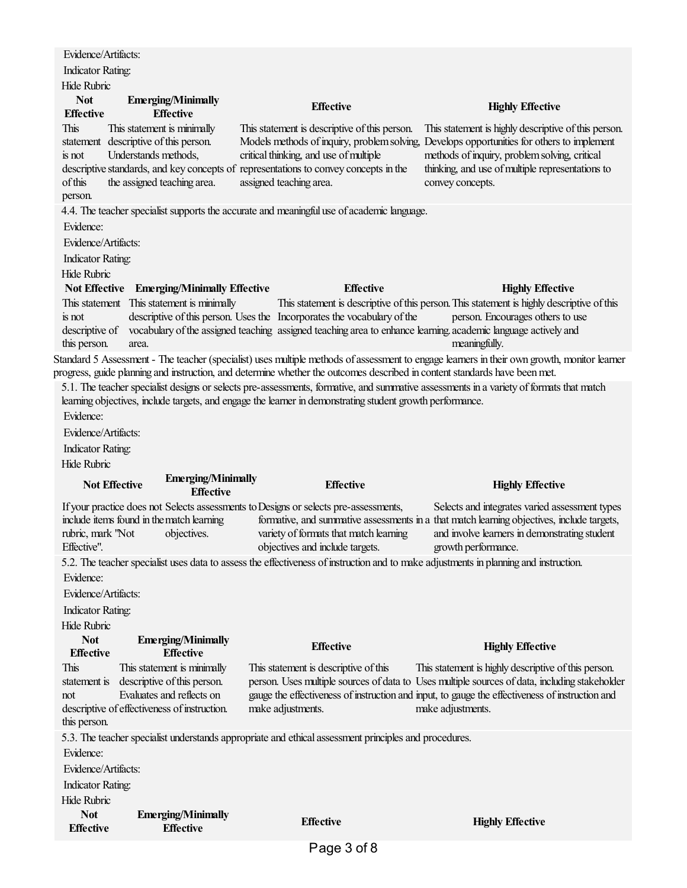Evidence/Artifacts:

Indicator Rating:

Hide Rubric

| Not Effective | Emerging/Minimally Effective | Effective | Highly Effective |
|---|---|---|---|
| This statement is not descriptive of this person. | This statement is minimally descriptive of this person. Understands methods, standards, and key concepts of the assigned teaching area. | This statement is descriptive of this person. Models methods of inquiry, problem solving, critical thinking, and use of multiple representations to convey concepts in the assigned teaching area. | This statement is highly descriptive of this person. Develops opportunities for others to implement methods of inquiry, problem solving, critical thinking, and use of multiple representations to convey concepts. |

4.4. The teacher specialist supports the accurate and meaningful use of academic language.

Evidence:

Evidence/Artifacts:

Indicator Rating:

Hide Rubric

| Not Effective | Emerging/Minimally Effective | Effective | Highly Effective |
|---|---|---|---|
| This statement is not descriptive of this person. | This statement is minimally descriptive of this person. Uses the vocabulary of the assigned teaching area. | This statement is descriptive of this person. Incorporates the vocabulary of the assigned teaching area to enhance learning. | This statement is highly descriptive of this person. Encourages others to use academic language actively and meaningfully. |

Standard 5 Assessment - The teacher (specialist) uses multiple methods of assessment to engage learners in their own growth, monitor learner progress, guide planning and instruction, and determine whether the outcomes described in content standards have been met.

5.1. The teacher specialist designs or selects pre-assessments, formative, and summative assessments in a variety of formats that match learning objectives, include targets, and engage the learner in demonstrating student growth performance.

Evidence:

Evidence/Artifacts:

Indicator Rating:

Hide Rubric

| Not Effective | Emerging/Minimally Effective | Effective | Highly Effective |
|---|---|---|---|
| If your practice does not include items found in the rubric, mark "Not Effective". | Selects assessments to match learning objectives. | Designs or selects pre-assessments, formative, and summative assessments in a variety of formats that match learning objectives and include targets. | Selects and integrates varied assessment types that match learning objectives, include targets, and involve learners in demonstrating student growth performance. |

5.2. The teacher specialist uses data to assess the effectiveness of instruction and to make adjustments in planning and instruction.

Evidence:

Evidence/Artifacts:

Indicator Rating:

Hide Rubric

| Not Effective | Emerging/Minimally Effective | Effective | Highly Effective |
|---|---|---|---|
| This statement is not descriptive of this person. | This statement is minimally descriptive of this person. Evaluates and reflects on effectiveness of instruction. | This statement is descriptive of this person. Uses multiple sources of data to gauge the effectiveness of instruction and make adjustments. | This statement is highly descriptive of this person. Uses multiple sources of data, including stakeholder input, to gauge the effectiveness of instruction and make adjustments. |

5.3. The teacher specialist understands appropriate and ethical assessment principles and procedures.

Evidence:

Evidence/Artifacts:

Indicator Rating:

Hide Rubric

| Not Effective | Emerging/Minimally Effective | Effective | Highly Effective |
|---|---|---|---|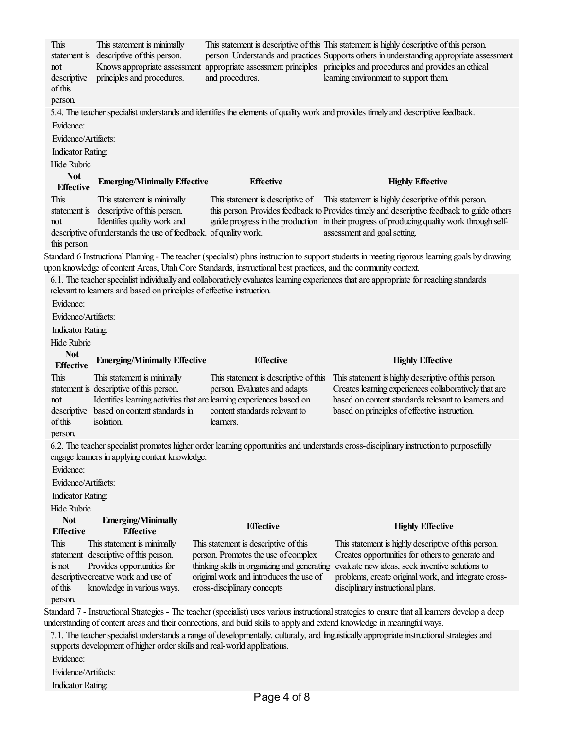| | | | |
|---|---|---|---|
| This statement is not descriptive of this person. | This statement is minimally descriptive of this person. Knows appropriate assessment principles and procedures. | This statement is descriptive of this person. Understands and practices appropriate assessment principles and procedures. | This statement is highly descriptive of this person. Supports others in understanding appropriate assessment principles and procedures and provides an ethical learning environment to support them. |

5.4. The teacher specialist understands and identifies the elements of quality work and provides timely and descriptive feedback.

Evidence:

Evidence/Artifacts:

Indicator Rating:

Hide Rubric

| Not Effective | Emerging/Minimally Effective | Effective | Highly Effective |
|---|---|---|---|
| This statement is not descriptive of this person. | This statement is minimally descriptive of this person. Identifies quality work and understands the use of feedback. | This statement is descriptive of this person. Provides feedback to guide progress in the production of quality work. | This statement is highly descriptive of this person. Provides timely and descriptive feedback to guide others in their progress of producing quality work through self-assessment and goal setting. |

Standard 6 Instructional Planning - The teacher (specialist) plans instruction to support students in meeting rigorous learning goals by drawing upon knowledge of content Areas, Utah Core Standards, instructional best practices, and the community context.

6.1. The teacher specialist individually and collaboratively evaluates learning experiences that are appropriate for reaching standards relevant to learners and based on principles of effective instruction.

Evidence:

Evidence/Artifacts:

Indicator Rating:

Hide Rubric

| Not Effective | Emerging/Minimally Effective | Effective | Highly Effective |
|---|---|---|---|
| This statement is not descriptive of this person. | This statement is minimally descriptive of this person. Identifies learning activities that are based on content standards in isolation. | This statement is descriptive of this person. Evaluates and adapts learning experiences based on content standards relevant to learners. | This statement is highly descriptive of this person. Creates learning experiences collaboratively that are based on content standards relevant to learners and based on principles of effective instruction. |

6.2. The teacher specialist promotes higher order learning opportunities and understands cross-disciplinary instruction to purposefully engage learners in applying content knowledge.

Evidence:

Evidence/Artifacts:

Indicator Rating:

Hide Rubric

| Not Effective | Emerging/Minimally Effective | Effective | Highly Effective |
|---|---|---|---|
| This statement is not descriptive of this person. | This statement is minimally descriptive of this person. Provides opportunities for creative work and use of knowledge in various ways. | This statement is descriptive of this person. Promotes the use of complex thinking skills in organizing and generating original work and introduces the use of cross-disciplinary concepts | This statement is highly descriptive of this person. Creates opportunities for others to generate and evaluate new ideas, seek inventive solutions to problems, create original work, and integrate cross-disciplinary instructional plans. |

Standard 7 - Instructional Strategies - The teacher (specialist) uses various instructional strategies to ensure that all learners develop a deep understanding of content areas and their connections, and build skills to apply and extend knowledge in meaningful ways.

7.1. The teacher specialist understands a range of developmentally, culturally, and linguistically appropriate instructional strategies and supports development of higher order skills and real-world applications.

Evidence:

Evidence/Artifacts:

Indicator Rating: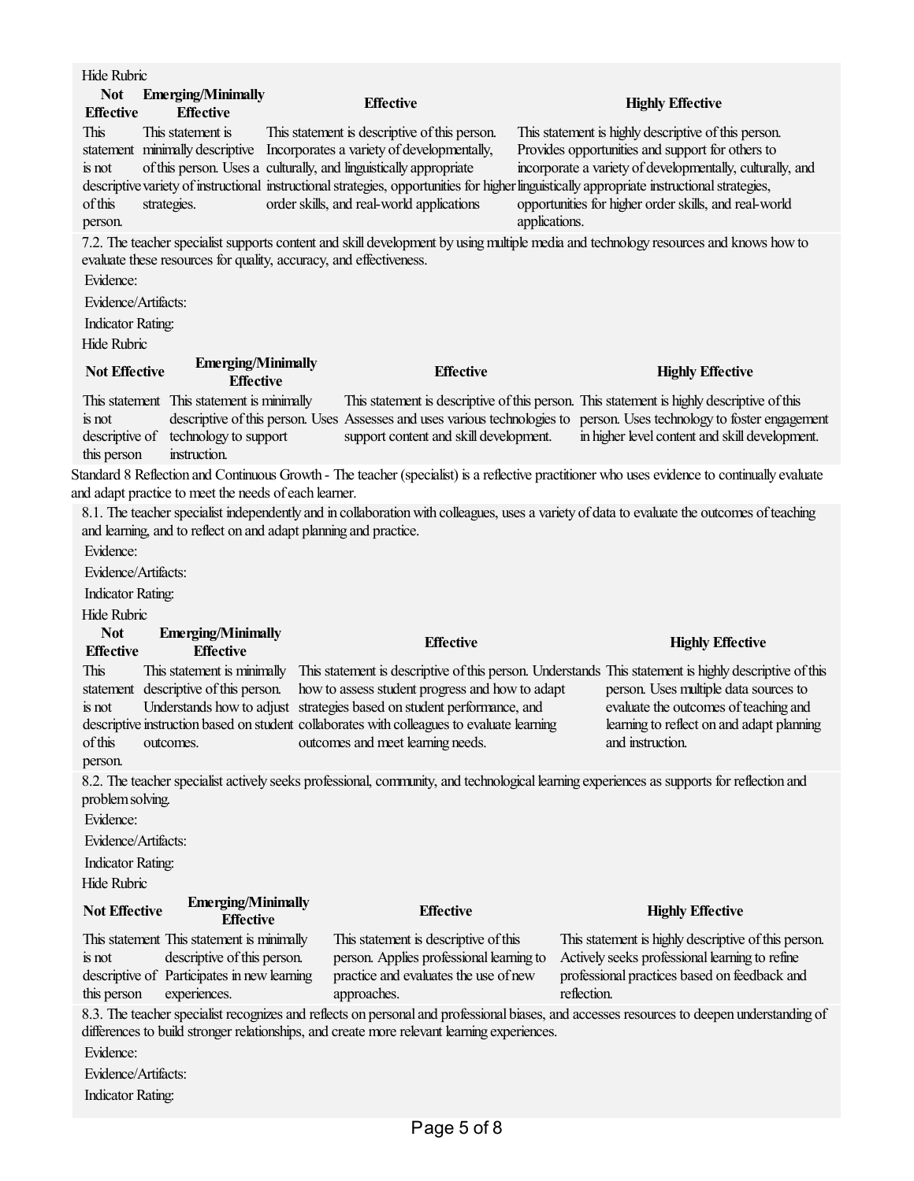Hide Rubric

| Not Effective | Emerging/Minimally Effective | Effective | Highly Effective |
|---|---|---|---|
| This statement is not descriptive of this person. | This statement is minimally descriptive of this person. Uses a variety of instructional strategies. | This statement is descriptive of this person. Incorporates a variety of developmentally, culturally, and linguistically appropriate instructional strategies, opportunities for higher order skills, and real-world applications | This statement is highly descriptive of this person. Provides opportunities and support for others to incorporate a variety of developmentally, culturally, and linguistically appropriate instructional strategies, opportunities for higher order skills, and real-world applications. |

7.2. The teacher specialist supports content and skill development by using multiple media and technology resources and knows how to evaluate these resources for quality, accuracy, and effectiveness.

Evidence:

Evidence/Artifacts:

Indicator Rating:

Hide Rubric

| Not Effective | Emerging/Minimally Effective | Effective | Highly Effective |
|---|---|---|---|
| This statement is not descriptive of this person | This statement is minimally descriptive of this person. Uses technology to support instruction. | This statement is descriptive of this person. Assesses and uses various technologies to support content and skill development. | This statement is highly descriptive of this person. Uses technology to foster engagement in higher level content and skill development. |

Standard 8 Reflection and Continuous Growth - The teacher (specialist) is a reflective practitioner who uses evidence to continually evaluate and adapt practice to meet the needs of each learner.

8.1. The teacher specialist independently and in collaboration with colleagues, uses a variety of data to evaluate the outcomes of teaching and learning, and to reflect on and adapt planning and practice.

Evidence:

Evidence/Artifacts:

Indicator Rating:

Hide Rubric

| Not Effective | Emerging/Minimally Effective | Effective | Highly Effective |
|---|---|---|---|
| This statement is not descriptive of this person. | This statement is minimally descriptive of this person. Understands how to adjust instruction based on student outcomes. | This statement is descriptive of this person. Understands how to assess student progress and how to adapt strategies based on student performance, and collaborates with colleagues to evaluate learning outcomes and meet learning needs. | This statement is highly descriptive of this person. Uses multiple data sources to evaluate the outcomes of teaching and learning to reflect on and adapt planning and instruction. |

8.2. The teacher specialist actively seeks professional, community, and technological learning experiences as supports for reflection and problem solving.

Evidence:

Evidence/Artifacts:

Indicator Rating:

Hide Rubric

| Not Effective | Emerging/Minimally Effective | Effective | Highly Effective |
|---|---|---|---|
| This statement is not descriptive of this person | This statement is minimally descriptive of this person. Participates in new learning experiences. | This statement is descriptive of this person. Applies professional learning to practice and evaluates the use of new approaches. | This statement is highly descriptive of this person. Actively seeks professional learning to refine professional practices based on feedback and reflection. |

8.3. The teacher specialist recognizes and reflects on personal and professional biases, and accesses resources to deepen understanding of differences to build stronger relationships, and create more relevant learning experiences.

Evidence:

Evidence/Artifacts:

Indicator Rating: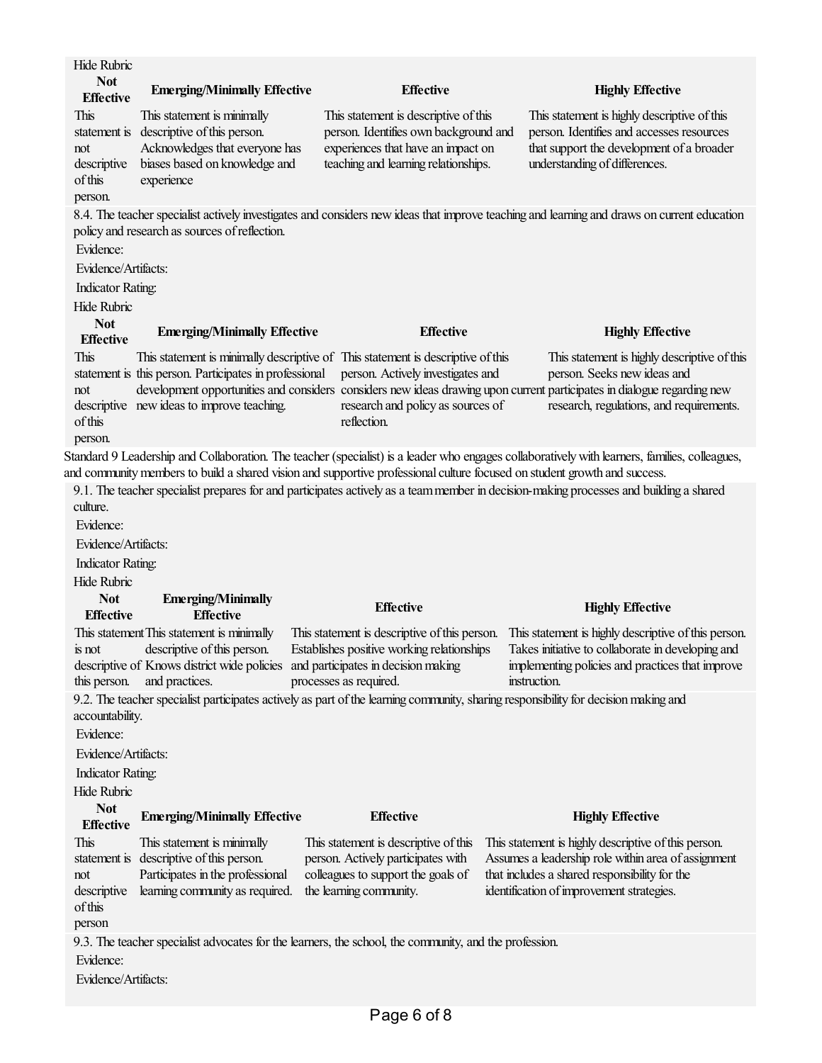Hide Rubric

| Not Effective | Emerging/Minimally Effective | Effective | Highly Effective |
|---|---|---|---|
| This statement is not descriptive of this person. | This statement is minimally descriptive of this person. Acknowledges that everyone has biases based on knowledge and experience | This statement is descriptive of this person. Identifies own background and experiences that have an impact on teaching and learning relationships. | This statement is highly descriptive of this person. Identifies and accesses resources that support the development of a broader understanding of differences. |

8.4. The teacher specialist actively investigates and considers new ideas that improve teaching and learning and draws on current education policy and research as sources of reflection.

Evidence:

Evidence/Artifacts:

Indicator Rating:

Hide Rubric

| Not Effective | Emerging/Minimally Effective | Effective | Highly Effective |
|---|---|---|---|
| This statement is not descriptive of this person. | This statement is minimally descriptive of this person. Participates in professional development opportunities and considers new ideas to improve teaching. | This statement is descriptive of this person. Actively investigates and considers new ideas drawing upon current research and policy as sources of reflection. | This statement is highly descriptive of this person. Seeks new ideas and participates in dialogue regarding new research, regulations, and requirements. |

Standard 9 Leadership and Collaboration. The teacher (specialist) is a leader who engages collaboratively with learners, families, colleagues, and community members to build a shared vision and supportive professional culture focused on student growth and success.

9.1. The teacher specialist prepares for and participates actively as a team member in decision-making processes and building a shared culture.

Evidence:

Evidence/Artifacts:

Indicator Rating:

Hide Rubric

| Not Effective | Emerging/Minimally Effective | Effective | Highly Effective |
|---|---|---|---|
| This statement is not descriptive of this person. | This statement is minimally descriptive of this person. Knows district wide policies and practices. | This statement is descriptive of this person. Establishes positive working relationships and participates in decision making processes as required. | This statement is highly descriptive of this person. Takes initiative to collaborate in developing and implementing policies and practices that improve instruction. |

9.2. The teacher specialist participates actively as part of the learning community, sharing responsibility for decision making and accountability.

Evidence:

Evidence/Artifacts:

Indicator Rating:

Hide Rubric

| Not Effective | Emerging/Minimally Effective | Effective | Highly Effective |
|---|---|---|---|
| This statement is not descriptive of this person | This statement is minimally descriptive of this person. Participates in the professional learning community as required. | This statement is descriptive of this person. Actively participates with colleagues to support the goals of the learning community. | This statement is highly descriptive of this person. Assumes a leadership role within area of assignment that includes a shared responsibility for the identification of improvement strategies. |

9.3. The teacher specialist advocates for the learners, the school, the community, and the profession.

Evidence:

Evidence/Artifacts: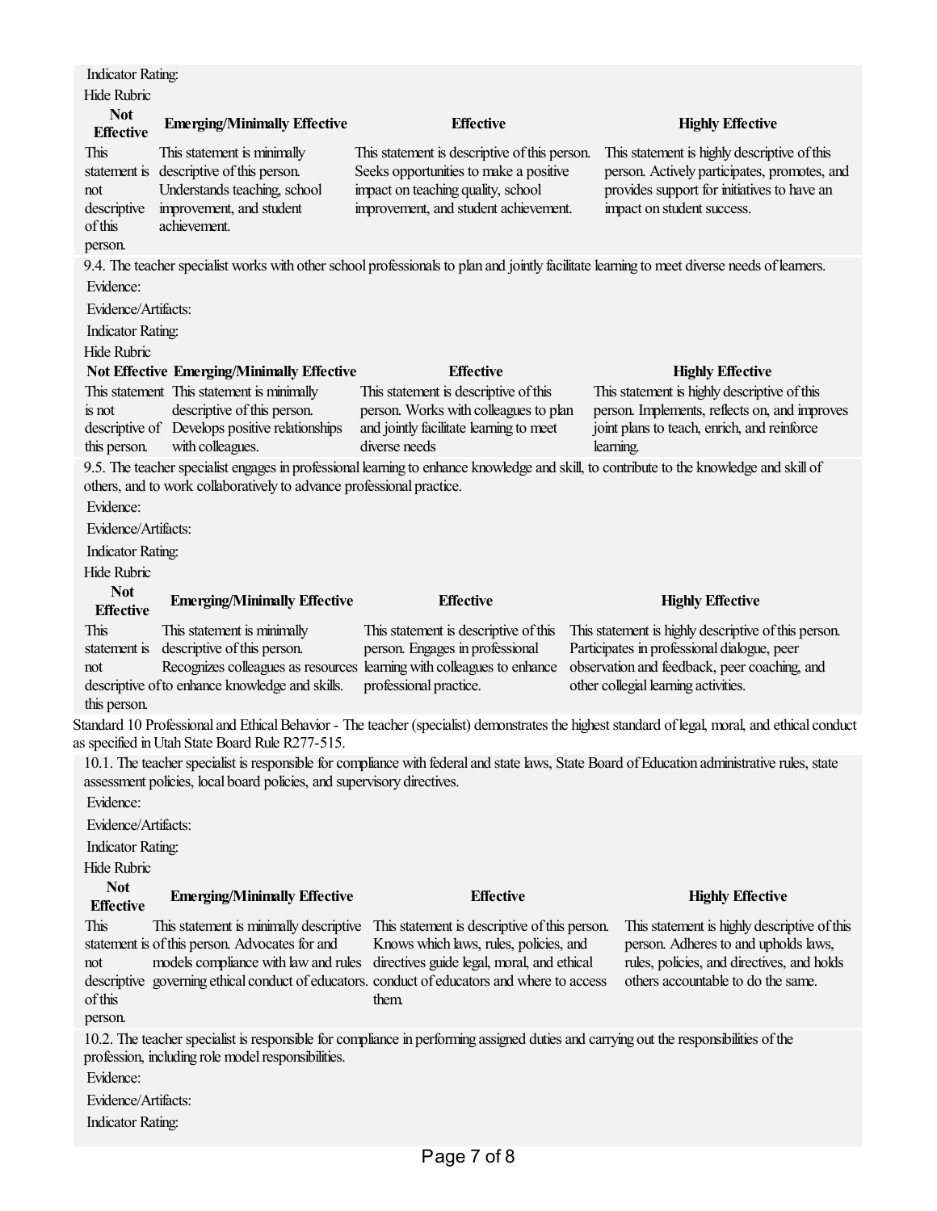Indicator Rating:

Hide Rubric

| Not Effective | Emerging/Minimally Effective | Effective | Highly Effective |
|---|---|---|---|
| This statement is not descriptive of this person. | This statement is minimally descriptive of this person. Understands teaching, school improvement, and student achievement. | This statement is descriptive of this person. Seeks opportunities to make a positive impact on teaching quality, school improvement, and student achievement. | This statement is highly descriptive of this person. Actively participates, promotes, and provides support for initiatives to have an impact on student success. |

9.4. The teacher specialist works with other school professionals to plan and jointly facilitate learning to meet diverse needs of learners.

Evidence:

Evidence/Artifacts:

Indicator Rating:

Hide Rubric

| Not Effective | Emerging/Minimally Effective | Effective | Highly Effective |
|---|---|---|---|
| This statement is not descriptive of this person. | This statement is minimally descriptive of this person. Develops positive relationships with colleagues. | This statement is descriptive of this person. Works with colleagues to plan and jointly facilitate learning to meet diverse needs | This statement is highly descriptive of this person. Implements, reflects on, and improves joint plans to teach, enrich, and reinforce learning. |

9.5. The teacher specialist engages in professional learning to enhance knowledge and skill, to contribute to the knowledge and skill of others, and to work collaboratively to advance professional practice.

Evidence:

Evidence/Artifacts:

Indicator Rating:

Hide Rubric

| Not Effective | Emerging/Minimally Effective | Effective | Highly Effective |
|---|---|---|---|
| This statement is not descriptive of this person. | This statement is minimally descriptive of this person. Recognizes colleagues as resources to enhance knowledge and skills. | This statement is descriptive of this person. Engages in professional learning with colleagues to enhance professional practice. | This statement is highly descriptive of this person. Participates in professional dialogue, peer observation and feedback, peer coaching, and other collegial learning activities. |

Standard 10 Professional and Ethical Behavior - The teacher (specialist) demonstrates the highest standard of legal, moral, and ethical conduct as specified in Utah State Board Rule R277-515.

10.1. The teacher specialist is responsible for compliance with federal and state laws, State Board of Education administrative rules, state assessment policies, local board policies, and supervisory directives.

Evidence:

Evidence/Artifacts:

Indicator Rating:

Hide Rubric

| Not Effective | Emerging/Minimally Effective | Effective | Highly Effective |
|---|---|---|---|
| This statement is not descriptive of this person. | This statement is minimally descriptive of this person. Advocates for and models compliance with law and rules governing ethical conduct of educators. | This statement is descriptive of this person. Knows which laws, rules, policies, and directives guide legal, moral, and ethical conduct of educators and where to access them. | This statement is highly descriptive of this person. Adheres to and upholds laws, rules, policies, and directives, and holds others accountable to do the same. |

10.2. The teacher specialist is responsible for compliance in performing assigned duties and carrying out the responsibilities of the profession, including role model responsibilities.

Evidence:

Evidence/Artifacts:

Indicator Rating: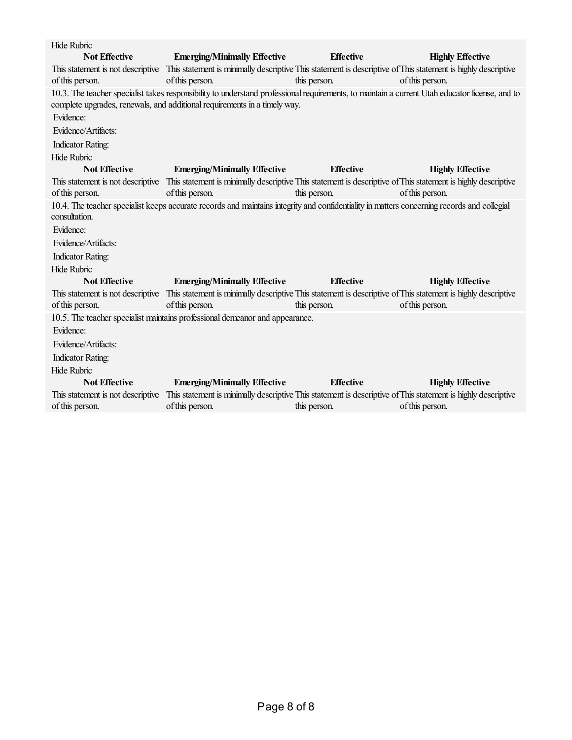Hide Rubric

| Not Effective | Emerging/Minimally Effective | Effective | Highly Effective |
|---|---|---|---|
| This statement is not descriptive of this person. | This statement is minimally descriptive of this person. | This statement is descriptive of this person. | This statement is highly descriptive of this person. |

10.3. The teacher specialist takes responsibility to understand professional requirements, to maintain a current Utah educator license, and to complete upgrades, renewals, and additional requirements in a timely way.

Evidence:

Evidence/Artifacts:

Indicator Rating:

Hide Rubric

| Not Effective | Emerging/Minimally Effective | Effective | Highly Effective |
|---|---|---|---|
| This statement is not descriptive of this person. | This statement is minimally descriptive of this person. | This statement is descriptive of this person. | This statement is highly descriptive of this person. |

10.4. The teacher specialist keeps accurate records and maintains integrity and confidentiality in matters concerning records and collegial consultation.

Evidence:

Evidence/Artifacts:

Indicator Rating:

Hide Rubric

| Not Effective | Emerging/Minimally Effective | Effective | Highly Effective |
|---|---|---|---|
| This statement is not descriptive of this person. | This statement is minimally descriptive of this person. | This statement is descriptive of this person. | This statement is highly descriptive of this person. |

10.5. The teacher specialist maintains professional demeanor and appearance.

Evidence:

Evidence/Artifacts:

Indicator Rating:

Hide Rubric

| Not Effective | Emerging/Minimally Effective | Effective | Highly Effective |
|---|---|---|---|
| This statement is not descriptive of this person. | This statement is minimally descriptive of this person. | This statement is descriptive of this person. | This statement is highly descriptive of this person. |